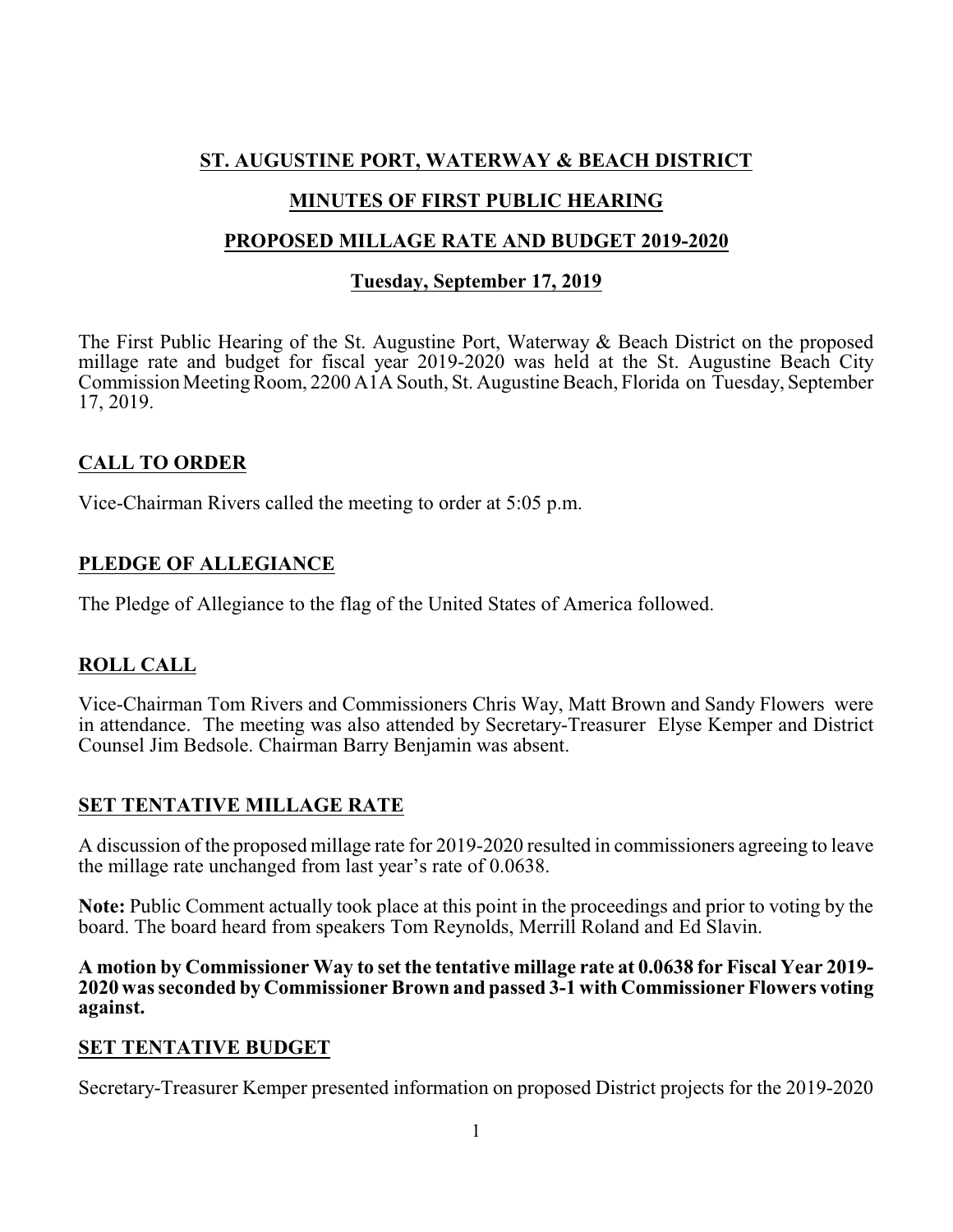# ST. AUGUSTINE PORT, WATERWAY & BEACH DISTRICT

## MINUTES OF FIRST PUBLIC HEARING

## PROPOSED MILLAGE RATE AND BUDGET 2019-2020

### Tuesday, September 17, 2019

The First Public Hearing of the St. Augustine Port, Waterway & Beach District on the proposed millage rate and budget for fiscal year 2019-2020 was held at the St. Augustine Beach City Commission Meeting Room, 2200 A1A South, St. Augustine Beach, Florida on Tuesday, September 17, 2019.

## CALL TO ORDER

Vice-Chairman Rivers called the meeting to order at 5:05 p.m.

## PLEDGE OF ALLEGIANCE

The Pledge of Allegiance to the flag of the United States of America followed.

## ROLL CALL

Vice-Chairman Tom Rivers and Commissioners Chris Way, Matt Brown and Sandy Flowers were in attendance. The meeting was also attended by Secretary-Treasurer Elyse Kemper and District Counsel Jim Bedsole. Chairman Barry Benjamin was absent.

## SET TENTATIVE MILLAGE RATE

A discussion of the proposed millage rate for 2019-2020 resulted in commissioners agreeing to leave the millage rate unchanged from last year's rate of 0.0638.

**Note:** Public Comment actually took place at this point in the proceedings and prior to voting by the board. The board heard from speakers Tom Reynolds, Merrill Roland and Ed Slavin.

**A motion by Commissioner Way to set the tentative millage rate at 0.0638 for Fiscal Year 2019-2020 was seconded by Commissioner Brown and passed 3-1 with Commissioner Flowers voting against.**

## SET TENTATIVE BUDGET

Secretary-Treasurer Kemper presented information on proposed District projects for the 2019-2020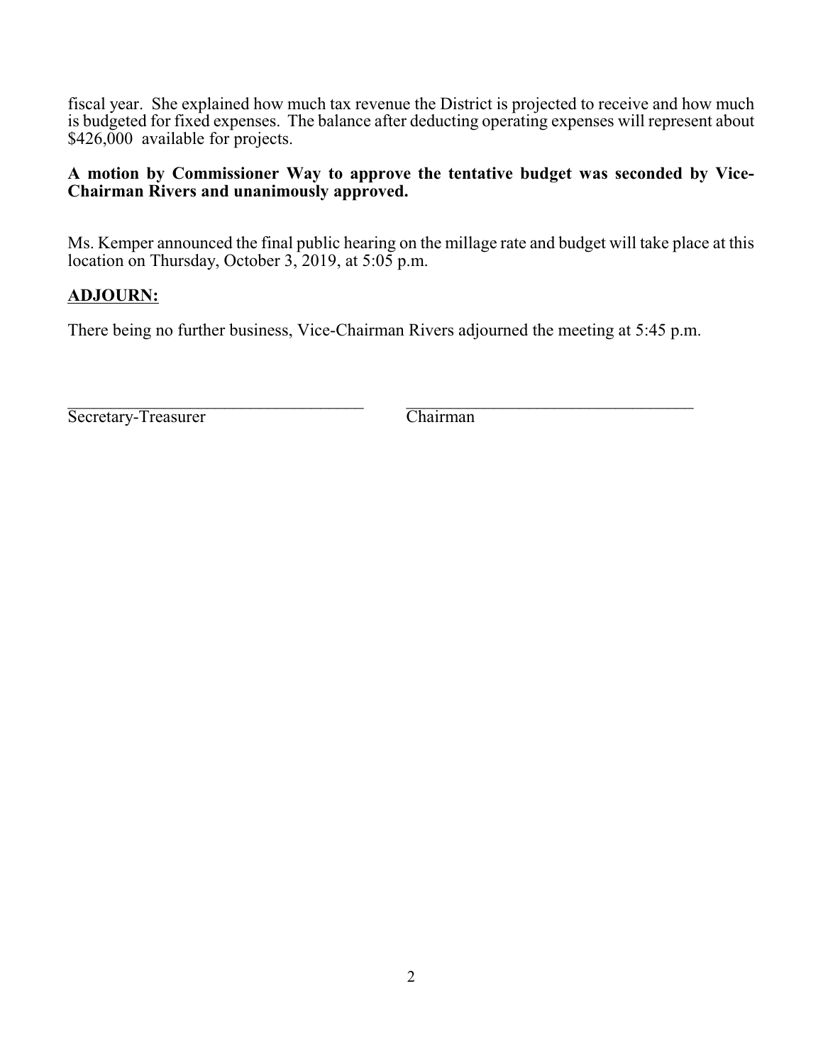fiscal year. She explained how much tax revenue the District is projected to receive and how much is budgeted for fixed expenses. The balance after deducting operating expenses will represent about $426,000 available for projects.

**A motion by Commissioner Way to approve the tentative budget was seconded by Vice-Chairman Rivers and unanimously approved.**

Ms. Kemper announced the final public hearing on the millage rate and budget will take place at this location on Thursday, October 3, 2019, at 5:05 p.m.

## ADJOURN:

There being no further business, Vice-Chairman Rivers adjourned the meeting at 5:45 p.m.

\_\_\_\_\_\_\_\_\_\_\_\_\_\_\_\_\_\_\_\_\_\_\_\_\_\_\_\_\_\_\_\_\_\_\_\_ \_\_\_\_\_\_\_\_\_\_\_\_\_\_\_\_\_\_\_\_\_\_\_\_\_\_\_\_\_\_\_\_\_\_\_\_

Secretary-Treasurer Chairman